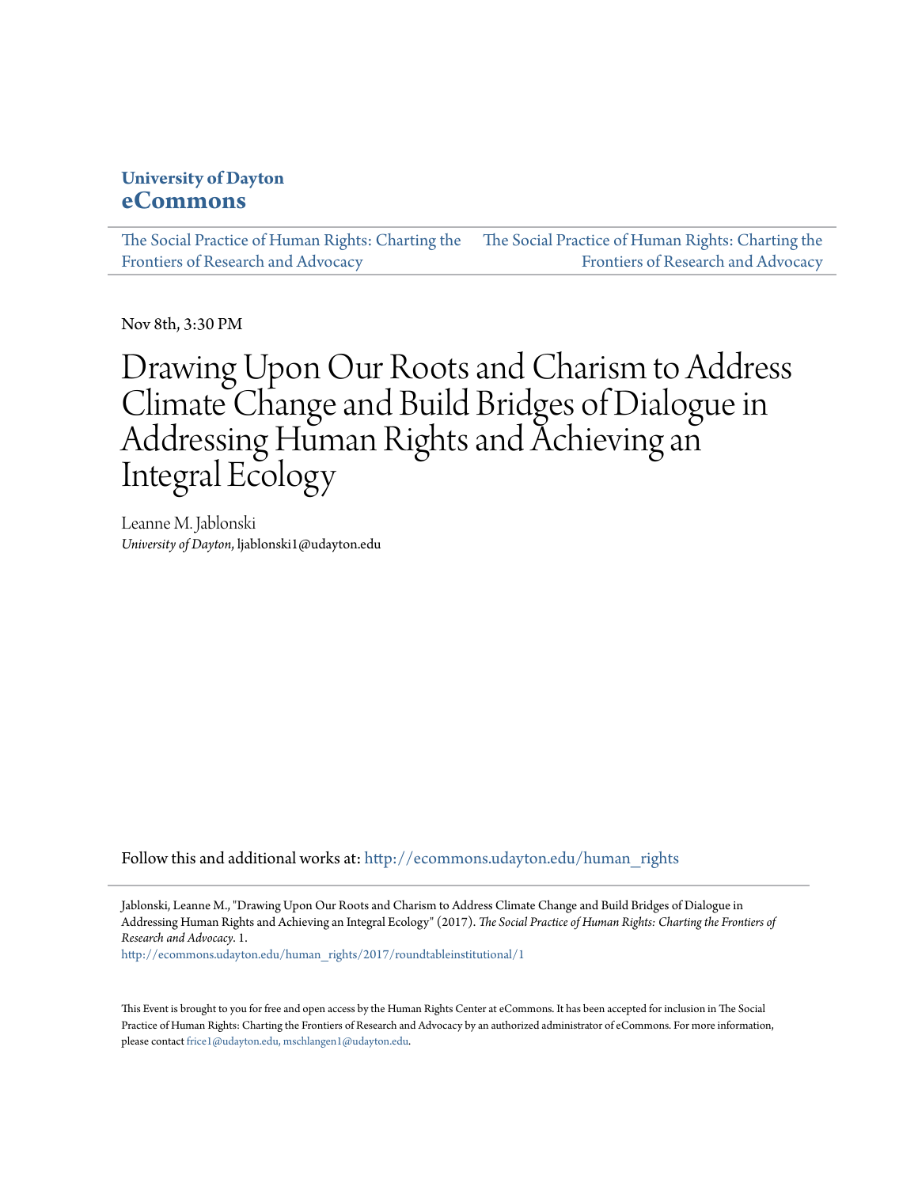**University of Dayton**
**eCommons**

The Social Practice of Human Rights: Charting the Frontiers of Research and Advocacy | The Social Practice of Human Rights: Charting the Frontiers of Research and Advocacy

Nov 8th, 3:30 PM

# Drawing Upon Our Roots and Charism to Address Climate Change and Build Bridges of Dialogue in Addressing Human Rights and Achieving an Integral Ecology

Leanne M. Jablonski
*University of Dayton*, ljablonski1@udayton.edu

Follow this and additional works at: http://ecommons.udayton.edu/human_rights

Jablonski, Leanne M., "Drawing Upon Our Roots and Charism to Address Climate Change and Build Bridges of Dialogue in Addressing Human Rights and Achieving an Integral Ecology" (2017). *The Social Practice of Human Rights: Charting the Frontiers of Research and Advocacy*. 1.
http://ecommons.udayton.edu/human_rights/2017/roundtableinstitutional/1

This Event is brought to you for free and open access by the Human Rights Center at eCommons. It has been accepted for inclusion in The Social Practice of Human Rights: Charting the Frontiers of Research and Advocacy by an authorized administrator of eCommons. For more information, please contact frice1@udayton.edu, mschlangen1@udayton.edu.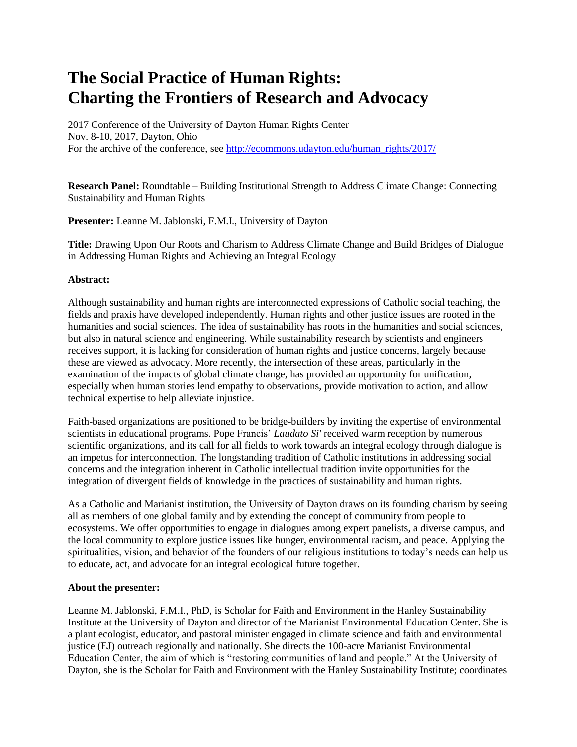# The Social Practice of Human Rights: Charting the Frontiers of Research and Advocacy

2017 Conference of the University of Dayton Human Rights Center
Nov. 8-10, 2017, Dayton, Ohio
For the archive of the conference, see http://ecommons.udayton.edu/human_rights/2017/

---

**Research Panel:** Roundtable – Building Institutional Strength to Address Climate Change: Connecting Sustainability and Human Rights

**Presenter:** Leanne M. Jablonski, F.M.I., University of Dayton

**Title:** Drawing Upon Our Roots and Charism to Address Climate Change and Build Bridges of Dialogue in Addressing Human Rights and Achieving an Integral Ecology

**Abstract:**

Although sustainability and human rights are interconnected expressions of Catholic social teaching, the fields and praxis have developed independently. Human rights and other justice issues are rooted in the humanities and social sciences. The idea of sustainability has roots in the humanities and social sciences, but also in natural science and engineering. While sustainability research by scientists and engineers receives support, it is lacking for consideration of human rights and justice concerns, largely because these are viewed as advocacy. More recently, the intersection of these areas, particularly in the examination of the impacts of global climate change, has provided an opportunity for unification, especially when human stories lend empathy to observations, provide motivation to action, and allow technical expertise to help alleviate injustice.

Faith-based organizations are positioned to be bridge-builders by inviting the expertise of environmental scientists in educational programs. Pope Francis' *Laudato Si'* received warm reception by numerous scientific organizations, and its call for all fields to work towards an integral ecology through dialogue is an impetus for interconnection. The longstanding tradition of Catholic institutions in addressing social concerns and the integration inherent in Catholic intellectual tradition invite opportunities for the integration of divergent fields of knowledge in the practices of sustainability and human rights.

As a Catholic and Marianist institution, the University of Dayton draws on its founding charism by seeing all as members of one global family and by extending the concept of community from people to ecosystems. We offer opportunities to engage in dialogues among expert panelists, a diverse campus, and the local community to explore justice issues like hunger, environmental racism, and peace. Applying the spiritualities, vision, and behavior of the founders of our religious institutions to today's needs can help us to educate, act, and advocate for an integral ecological future together.

**About the presenter:**

Leanne M. Jablonski, F.M.I., PhD, is Scholar for Faith and Environment in the Hanley Sustainability Institute at the University of Dayton and director of the Marianist Environmental Education Center. She is a plant ecologist, educator, and pastoral minister engaged in climate science and faith and environmental justice (EJ) outreach regionally and nationally. She directs the 100-acre Marianist Environmental Education Center, the aim of which is "restoring communities of land and people." At the University of Dayton, she is the Scholar for Faith and Environment with the Hanley Sustainability Institute; coordinates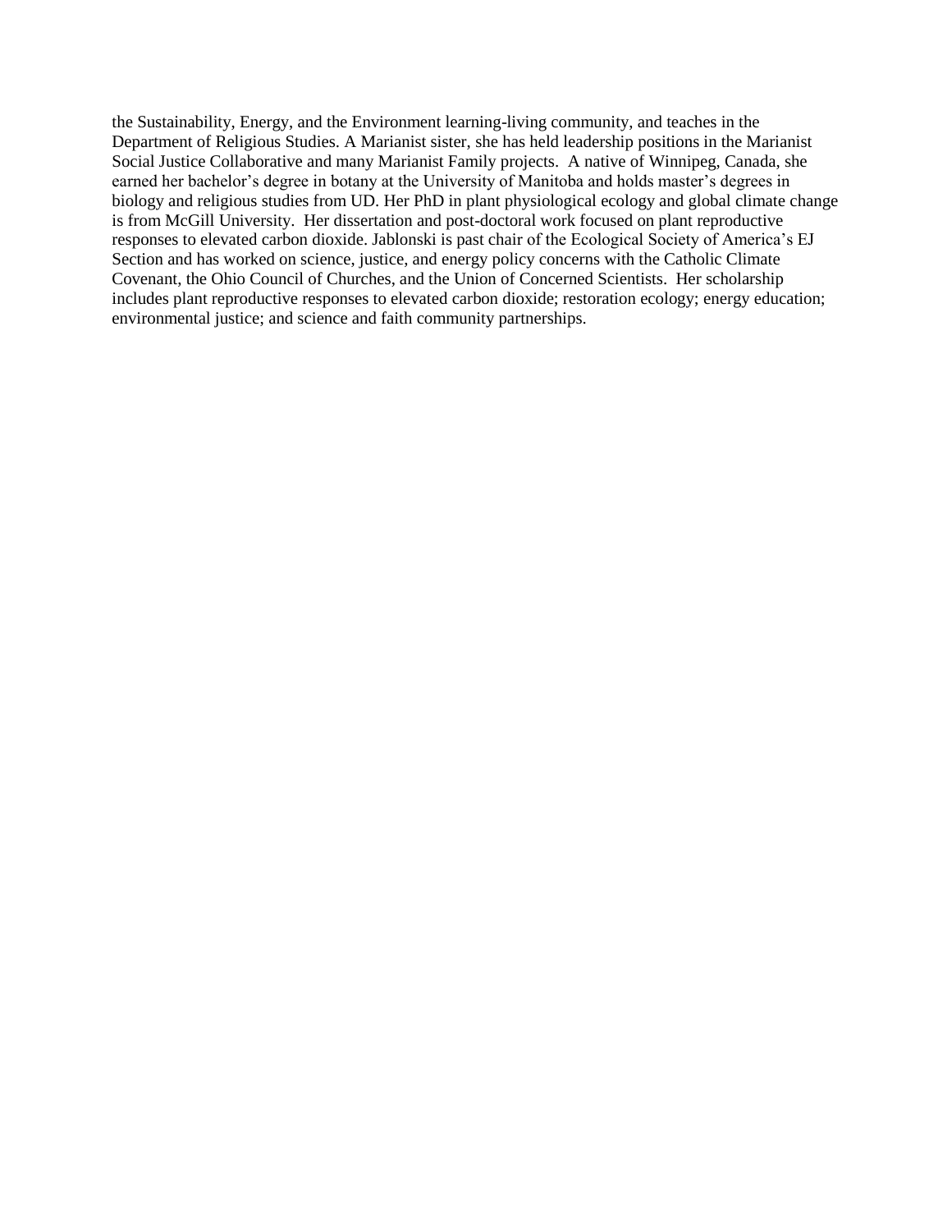the Sustainability, Energy, and the Environment learning-living community, and teaches in the Department of Religious Studies. A Marianist sister, she has held leadership positions in the Marianist Social Justice Collaborative and many Marianist Family projects. A native of Winnipeg, Canada, she earned her bachelor's degree in botany at the University of Manitoba and holds master's degrees in biology and religious studies from UD. Her PhD in plant physiological ecology and global climate change is from McGill University. Her dissertation and post-doctoral work focused on plant reproductive responses to elevated carbon dioxide. Jablonski is past chair of the Ecological Society of America's EJ Section and has worked on science, justice, and energy policy concerns with the Catholic Climate Covenant, the Ohio Council of Churches, and the Union of Concerned Scientists. Her scholarship includes plant reproductive responses to elevated carbon dioxide; restoration ecology; energy education; environmental justice; and science and faith community partnerships.